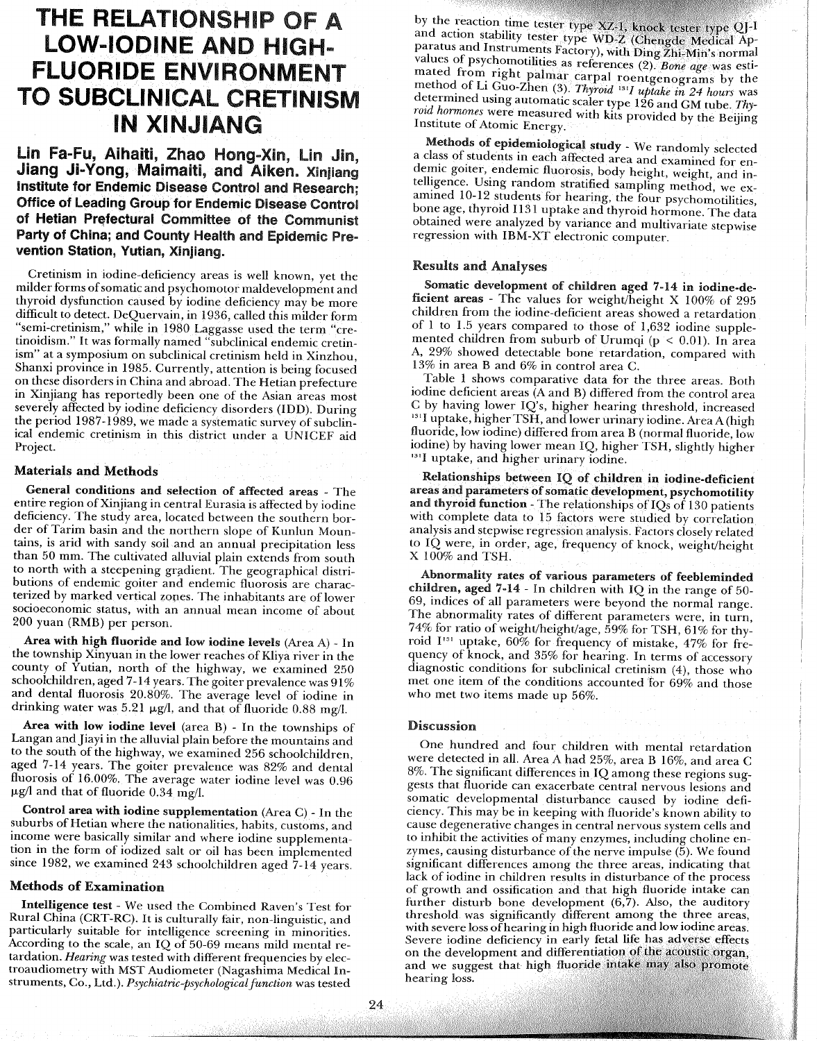# THE RELATIONSHIP OF A LOW-IODINE AND HIGH-FLUORIDE ENVIRONMENT TO SUBCLINICAL CRETINISM IN XINJIANG

**Lin Fa-Fu, Aihaiti, Zhao Hong-Xin, Lin Jin, Jiang Ji-Yong, Maimaiti, and Aiken. Xinjiang Institute for Endemic Disease Control and Research; Office of Leading Group for Endemic Disease Control of Hetian Prefectural Committee of the Communist Party of China; and County Health and Epidemic Prevention Station, Yutian, Xinjiang.**

Cretinism in iodine-deficiency areas is well known, yet the milder forms of somatic and psychomotor maldevelopment and thyroid dysfunction caused by iodine deficiency may be more difficult to detect. DeQuervain, in 1936, called this milder form "semi-cretinism," while in 1980 Laggasse used the term "cretinoidism." It was formally named "subclinical endemic cretinism" at a symposium on subclinical cretinism held in Xinzhou, Shanxi province in 1985. Currently, attention is being focused on these disorders in China and abroad. The Hetian prefecture in Xinjiang has reportedly been one of the Asian areas most severely affected by iodine deficiency disorders (IDD). During the period 1987-1989, we made a systematic survey of subclinical endemic cretinism in this district under a UNICEF aid Project.

## Materials and Methods

**General conditions and selection of affected areas** - The entire region of Xinjiang in central Eurasia is affected by iodine deficiency. The study area, located between the southern border of Tarim basin and the northern slope of Kunlun Mountains, is arid with sandy soil and an annual precipitation less than 50 mm. The cultivated alluvial plain extends from south to north with a steepening gradient. The geographical distributions of endemic goiter and endemic fluorosis are characterized by marked vertical zones. The inhabitants are of lower socioeconomic status, with an annual mean income of about 200 yuan (RMB) per person.

**Area with high fluoride and low iodine levels** (Area A) - In the township Xinyuan in the lower reaches of Kliya river in the county of Yutian, north of the highway, we examined 250 schoolchildren, aged 7-14 years. The goiter prevalence was 91% and dental fluorosis 20.80%. The average level of iodine in drinking water was 5.21 μg/l, and that of fluoride 0.88 mg/l.

**Area with low iodine level** (area B) - In the townships of Langan and Jiayi in the alluvial plain before the mountains and to the south of the highway, we examined 256 schoolchildren, aged 7-14 years. The goiter prevalence was 82% and dental fluorosis of 16.00%. The average water iodine level was 0.96 μg/l and that of fluoride 0.34 mg/l.

**Control area with iodine supplementation** (Area C) - In the suburbs of Hetian where the nationalities, habits, customs, and income were basically similar and where iodine supplementation in the form of iodized salt or oil has been implemented since 1982, we examined 243 schoolchildren aged 7-14 years.

## Methods of Examination

**Intelligence test** - We used the Combined Raven's Test for Rural China (CRT-RC). It is culturally fair, non-linguistic, and particularly suitable for intelligence screening in minorities. According to the scale, an IQ of 50-69 means mild mental retardation. *Hearing* was tested with different frequencies by electroaudiometry with MST Audiometer (Nagashima Medical Instruments, Co., Ltd.). *Psychiatric-psychological function* was tested by the reaction time tester type XZ-1, knock tester type QJ-1 and action stability tester type WD-Z (Chengde Medical Apparatus and Instruments Factory), with Ding Zhi-Min's normal values of psychomotilities as references (2). *Bone age* was estimated from right palmar carpal roentgenograms by the method of Li Guo-Zhen (3). *Thyroid $^{131}I$ uptake in 24 hours* was determined using automatic scaler type 126 and GM tube. *Thyroid hormones* were measured with kits provided by the Beijing Institute of Atomic Energy.

**Methods of epidemiological study** - We randomly selected a class of students in each affected area and examined for endemic goiter, endemic fluorosis, body height, weight, and intelligence. Using random stratified sampling method, we examined 10-12 students for hearing, the four psychomotilities, bone age, thyroid I131 uptake and thyroid hormone. The data obtained were analyzed by variance and multivariate stepwise regression with IBM-XT electronic computer.

## Results and Analyses

**Somatic development of children aged 7-14 in iodine-deficient areas** - The values for weight/height X 100% of 295 children from the iodine-deficient areas showed a retardation of 1 to 1.5 years compared to those of 1,632 iodine supplemented children from suburb of Urumqi ($p < 0.01$). In area A, 29% showed detectable bone retardation, compared with 13% in area B and 6% in control area C.

Table 1 shows comparative data for the three areas. Both iodine deficient areas (A and B) differed from the control area C by having lower IQ's, higher hearing threshold, increased $^{131}I$ uptake, higher TSH, and lower urinary iodine. Area A (high fluoride, low iodine) differed from area B (normal fluoride, low iodine) by having lower mean IQ, higher TSH, slightly higher $^{131}I$ uptake, and higher urinary iodine.

**Relationships between IQ of children in iodine-deficient areas and parameters of somatic development, psychomotility and thyroid function** - The relationships of IQs of 130 patients with complete data to 15 factors were studied by correlation analysis and stepwise regression analysis. Factors closely related to IQ were, in order, age, frequency of knock, weight/height X 100% and TSH.

**Abnormality rates of various parameters of feebleminded children, aged 7-14** - In children with IQ in the range of 50-69, indices of all parameters were beyond the normal range. The abnormality rates of different parameters were, in turn, 74% for ratio of weight/height/age, 59% for TSH, 61% for thyroid $I^{131}$ uptake, 60% for frequency of mistake, 47% for frequency of knock, and 35% for hearing. In terms of accessory diagnostic conditions for subclinical cretinism (4), those who met one item of the conditions accounted for 69% and those who met two items made up 56%.

## Discussion

One hundred and four children with mental retardation were detected in all. Area A had 25%, area B 16%, and area C 8%. The significant differences in IQ among these regions suggests that fluoride can exacerbate central nervous lesions and somatic developmental disturbance caused by iodine deficiency. This may be in keeping with fluoride's known ability to cause degenerative changes in central nervous system cells and to inhibit the activities of many enzymes, including choline enzymes, causing disturbance of the nerve impulse (5). We found significant differences among the three areas, indicating that lack of iodine in children results in disturbance of the process of growth and ossification and that high fluoride intake can further disturb bone development (6,7). Also, the auditory threshold was significantly different among the three areas, with severe loss of hearing in high fluoride and low iodine areas. Severe iodine deficiency in early fetal life has adverse effects on the development and differentiation of the acoustic organ, and we suggest that high fluoride intake may also promote hearing loss.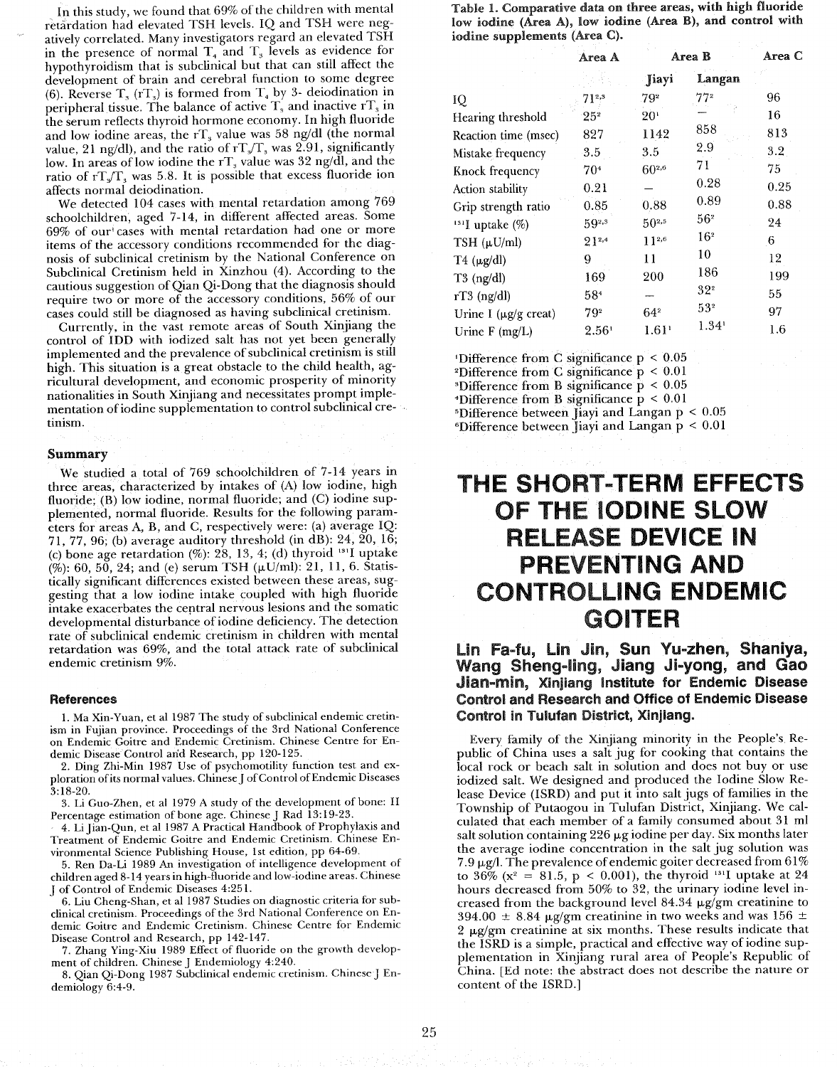In this study, we found that 69% of the children with mental retardation had elevated TSH levels. IQ and TSH were negatively correlated. Many investigators regard an elevated TSH in the presence of normal $T_4$ and $T_3$ levels as evidence for hypothyroidism that is subclinical but that can still affect the development of brain and cerebral function to some degree (6). Reverse $T_3$ ($rT_3$) is formed from $T_4$ by 3- deiodination in peripheral tissue. The balance of active $T_3$ and inactive $rT_3$ in the serum reflects thyroid hormone economy. In high fluoride and low iodine areas, the $rT_3$ value was 58 ng/dl (the normal value, 21 ng/dl), and the ratio of $rT_3/T_3$ was 2.91, significantly low. In areas of low iodine the $rT_3$ value was 32 ng/dl, and the ratio of $rT_3/T_3$ was 5.8. It is possible that excess fluoride ion affects normal deiodination.

We detected 104 cases with mental retardation among 769 schoolchildren, aged 7-14, in different affected areas. Some 69% of our cases with mental retardation had one or more items of the accessory conditions recommended for the diagnosis of subclinical cretinism by the National Conference on Subclinical Cretinism held in Xinzhou (4). According to the cautious suggestion of Qian Qi-Dong that the diagnosis should require two or more of the accessory conditions, 56% of our cases could still be diagnosed as having subclinical cretinism.

Currently, in the vast remote areas of South Xinjiang the control of IDD with iodized salt has not yet been generally implemented and the prevalence of subclinical cretinism is still high. This situation is a great obstacle to the child health, agricultural development, and economic prosperity of minority nationalities in South Xinjiang and necessitates prompt implementation of iodine supplementation to control subclinical cretinism.

## Summary

We studied a total of 769 schoolchildren of 7-14 years in three areas, characterized by intakes of (A) low iodine, high fluoride; (B) low iodine, normal fluoride; and (C) iodine supplemented, normal fluoride. Results for the following parameters for areas A, B, and C, respectively were: (a) average IQ: 71, 77, 96; (b) average auditory threshold (in dB): 24, 20, 16; (c) bone age retardation (%): 28, 13, 4; (d) thyroid $^{131}I$ uptake (%): 60, 50, 24; and (e) serum TSH (μU/ml): 21, 11, 6. Statistically significant differences existed between these areas, suggesting that a low iodine intake coupled with high fluoride intake exacerbates the central nervous lesions and the somatic developmental disturbance of iodine deficiency. The detection rate of subclinical endemic cretinism in children with mental retardation was 69%, and the total attack rate of subclinical endemic cretinism 9%.

### References

1. Ma Xin-Yuan, et al 1987 The study of subclinical endemic cretinism in Fujian province. Proceedings of the 3rd National Conference on Endemic Goitre and Endemic Cretinism. Chinese Centre for Endemic Disease Control and Research, pp 120-125.
2. Ding Zhi-Min 1987 Use of psychomotility function test and exploration of its normal values. Chinese J of Control of Endemic Diseases 3:18-20.
3. Li Guo-Zhen, et al 1979 A study of the development of bone: II Percentage estimation of bone age. Chinese J Rad 13:19-23.
4. Li Jian-Qun, et al 1987 A Practical Handbook of Prophylaxis and Treatment of Endemic Goitre and Endemic Cretinism. Chinese Environmental Science Publishing House, 1st edition, pp 64-69.
5. Ren Da-Li 1989 An investigation of intelligence development of children aged 8-14 years in high-fluoride and low-iodine areas. Chinese J of Control of Endemic Diseases 4:251.
6. Liu Cheng-Shan, et al 1987 Studies on diagnostic criteria for subclinical cretinism. Proceedings of the 3rd National Conference on Endemic Goitre and Endemic Cretinism. Chinese Centre for Endemic Disease Control and Research, pp 142-147.
7. Zhang Ying-Xiu 1989 Effect of fluoride on the growth development of children. Chinese J Endemiology 4:240.
8. Qian Qi-Dong 1987 Subclinical endemic cretinism. Chinese J Endemiology 6:4-9.

**Table 1. Comparative data on three areas, with high fluoride low iodine (Area A), low iodine (Area B), and control with iodine supplements (Area C).**

| | Area A | Area B | | Area C |
|---|---|---|---|---|
| | | Jiayi | Langan | |
| IQ | 71[2,3] | 79[2] | 77[2] | 96 |
| Hearing threshold | 25[2] | 20[1] | — | 16 |
| Reaction time (msec) | 827 | 1142 | 858 | 813 |
| Mistake frequency | 3.5 | 3.5 | 2.9 | 3.2 |
| Knock frequency | 70[4] | 60[2,6] | 71 | 75 |
| Action stability | 0.21 | — | 0.28 | 0.25 |
| Grip strength ratio | 0.85 | 0.88 | 0.89 | 0.88 |
| $^{131}I$ uptake (%) | 59[2,3] | 50[2,5] | 56[2] | 24 |
| TSH (μU/ml) | 21[2,4] | 11[2,6] | 16[2] | 6 |
| T4 (μg/dl) | 9 | 11 | 10 | 12 |
| T3 (ng/dl) | 169 | 200 | 186 | 199 |
| rT3 (ng/dl) | 58[4] | — | 32[2] | 55 |
| Urine I (μg/g creat) | 79[2] | 64[2] | 53[2] | 97 |
| Urine F (mg/L) | 2.56[1] | 1.61[1] | 1.34[1] | 1.6 |

[1]Difference from C significance $p < 0.05$
[2]Difference from C significance $p < 0.01$
[3]Difference from B significance $p < 0.05$
[4]Difference from B significance $p < 0.01$
[5]Difference between Jiayi and Langan $p < 0.05$
[6]Difference between Jiayi and Langan $p < 0.01$

# THE SHORT-TERM EFFECTS OF THE IODINE SLOW RELEASE DEVICE IN PREVENTING AND CONTROLLING ENDEMIC GOITER

**Lin Fa-fu, Lin Jin, Sun Yu-zhen, Shaniya, Wang Sheng-ling, Jiang Ji-yong, and Gao Jian-min, Xinjiang Institute for Endemic Disease Control and Research and Office of Endemic Disease Control in Tulufan District, Xinjiang.**

Every family of the Xinjiang minority in the People's Republic of China uses a salt jug for cooking that contains the local rock or beach salt in solution and does not buy or use iodized salt. We designed and produced the Iodine Slow Release Device (ISRD) and put it into salt jugs of families in the Township of Putaogou in Tulufan District, Xinjiang. We calculated that each member of a family consumed about 31 ml salt solution containing 226 μg iodine per day. Six months later the average iodine concentration in the salt jug solution was 7.9 μg/l. The prevalence of endemic goiter decreased from 61% to 36% ($x^2 = 81.5$, $p < 0.001$), the thyroid $^{131}I$ uptake at 24 hours decreased from 50% to 32, the urinary iodine level increased from the background level 84.34 μg/gm creatinine to 394.00 ± 8.84 μg/gm creatinine in two weeks and was 156 ± 2 μg/gm creatinine at six months. These results indicate that the ISRD is a simple, practical and effective way of iodine supplementation in Xinjiang rural area of People's Republic of China. [Ed note: the abstract does not describe the nature or content of the ISRD.]